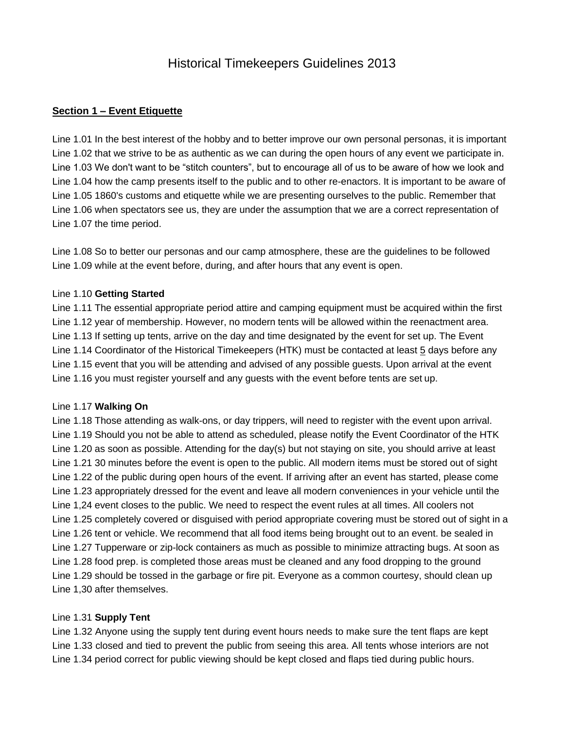# Historical Timekeepers Guidelines 2013

## Section 1 – Event Etiquette

Line 1.01 In the best interest of the hobby and to better improve our own personal personas, it is important
Line 1.02 that we strive to be as authentic as we can during the open hours of any event we participate in.
Line 1.03 We don't want to be "stitch counters", but to encourage all of us to be aware of how we look and
Line 1.04 how the camp presents itself to the public and to other re-enactors. It is important to be aware of
Line 1.05 1860's customs and etiquette while we are presenting ourselves to the public. Remember that
Line 1.06 when spectators see us, they are under the assumption that we are a correct representation of
Line 1.07 the time period.

Line 1.08 So to better our personas and our camp atmosphere, these are the guidelines to be followed
Line 1.09 while at the event before, during, and after hours that any event is open.

Line 1.10 **Getting Started**
Line 1.11 The essential appropriate period attire and camping equipment must be acquired within the first
Line 1.12 year of membership. However, no modern tents will be allowed within the reenactment area.
Line 1.13 If setting up tents, arrive on the day and time designated by the event for set up. The Event
Line 1.14 Coordinator of the Historical Timekeepers (HTK) must be contacted at least 5 days before any
Line 1.15 event that you will be attending and advised of any possible guests. Upon arrival at the event
Line 1.16 you must register yourself and any guests with the event before tents are set up.

Line 1.17 **Walking On**
Line 1.18 Those attending as walk-ons, or day trippers, will need to register with the event upon arrival.
Line 1.19 Should you not be able to attend as scheduled, please notify the Event Coordinator of the HTK
Line 1.20 as soon as possible. Attending for the day(s) but not staying on site, you should arrive at least
Line 1.21 30 minutes before the event is open to the public. All modern items must be stored out of sight
Line 1.22 of the public during open hours of the event. If arriving after an event has started, please come
Line 1.23 appropriately dressed for the event and leave all modern conveniences in your vehicle until the
Line 1,24 event closes to the public. We need to respect the event rules at all times. All coolers not
Line 1.25 completely covered or disguised with period appropriate covering must be stored out of sight in a
Line 1.26 tent or vehicle. We recommend that all food items being brought out to an event. be sealed in
Line 1.27 Tupperware or zip-lock containers as much as possible to minimize attracting bugs. At soon as
Line 1.28 food prep. is completed those areas must be cleaned and any food dropping to the ground
Line 1.29 should be tossed in the garbage or fire pit. Everyone as a common courtesy, should clean up
Line 1,30 after themselves.

Line 1.31 **Supply Tent**
Line 1.32 Anyone using the supply tent during event hours needs to make sure the tent flaps are kept
Line 1.33 closed and tied to prevent the public from seeing this area. All tents whose interiors are not
Line 1.34 period correct for public viewing should be kept closed and flaps tied during public hours.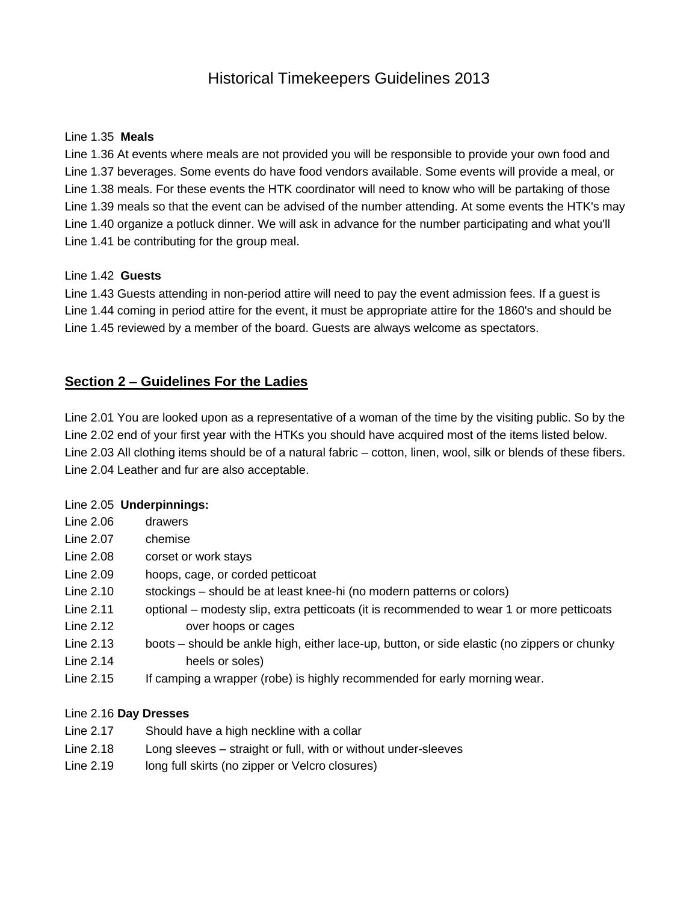# Historical Timekeepers Guidelines 2013

Line 1.35 **Meals**
Line 1.36 At events where meals are not provided you will be responsible to provide your own food and
Line 1.37 beverages. Some events do have food vendors available. Some events will provide a meal, or
Line 1.38 meals. For these events the HTK coordinator will need to know who will be partaking of those
Line 1.39 meals so that the event can be advised of the number attending. At some events the HTK's may
Line 1.40 organize a potluck dinner. We will ask in advance for the number participating and what you'll
Line 1.41 be contributing for the group meal.

Line 1.42 **Guests**
Line 1.43 Guests attending in non-period attire will need to pay the event admission fees. If a guest is
Line 1.44 coming in period attire for the event, it must be appropriate attire for the 1860's and should be
Line 1.45 reviewed by a member of the board. Guests are always welcome as spectators.

## Section 2 – Guidelines For the Ladies

Line 2.01 You are looked upon as a representative of a woman of the time by the visiting public. So by the
Line 2.02 end of your first year with the HTKs you should have acquired most of the items listed below.
Line 2.03 All clothing items should be of a natural fabric – cotton, linen, wool, silk or blends of these fibers.
Line 2.04 Leather and fur are also acceptable.

Line 2.05 **Underpinnings:**
Line 2.06 drawers
Line 2.07 chemise
Line 2.08 corset or work stays
Line 2.09 hoops, cage, or corded petticoat
Line 2.10 stockings – should be at least knee-hi (no modern patterns or colors)
Line 2.11 optional – modesty slip, extra petticoats (it is recommended to wear 1 or more petticoats
Line 2.12 over hoops or cages
Line 2.13 boots – should be ankle high, either lace-up, button, or side elastic (no zippers or chunky
Line 2.14 heels or soles)
Line 2.15 If camping a wrapper (robe) is highly recommended for early morning wear.

Line 2.16 **Day Dresses**
Line 2.17 Should have a high neckline with a collar
Line 2.18 Long sleeves – straight or full, with or without under-sleeves
Line 2.19 long full skirts (no zipper or Velcro closures)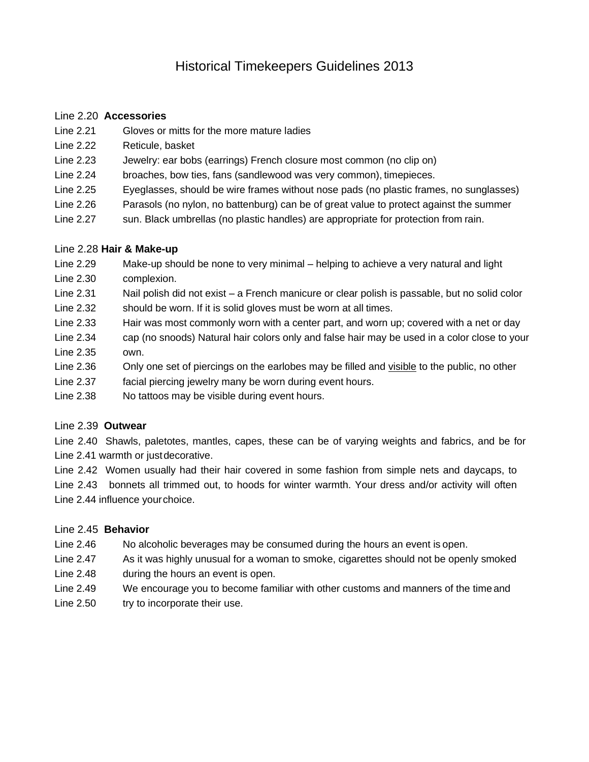# Historical Timekeepers Guidelines 2013

Line 2.20 **Accessories**

Line 2.21 Gloves or mitts for the more mature ladies

Line 2.22 Reticule, basket

Line 2.23 Jewelry: ear bobs (earrings) French closure most common (no clip on)

Line 2.24 broaches, bow ties, fans (sandlewood was very common), timepieces.

Line 2.25 Eyeglasses, should be wire frames without nose pads (no plastic frames, no sunglasses)

Line 2.26 Parasols (no nylon, no battenburg) can be of great value to protect against the summer

Line 2.27 sun. Black umbrellas (no plastic handles) are appropriate for protection from rain.

Line 2.28 **Hair & Make-up**

Line 2.29 Make-up should be none to very minimal – helping to achieve a very natural and light

Line 2.30 complexion.

Line 2.31 Nail polish did not exist – a French manicure or clear polish is passable, but no solid color

Line 2.32 should be worn. If it is solid gloves must be worn at all times.

Line 2.33 Hair was most commonly worn with a center part, and worn up; covered with a net or day

Line 2.34 cap (no snoods) Natural hair colors only and false hair may be used in a color close to your

Line 2.35 own.

Line 2.36 Only one set of piercings on the earlobes may be filled and <u>visible</u> to the public, no other

Line 2.37 facial piercing jewelry many be worn during event hours.

Line 2.38 No tattoos may be visible during event hours.

Line 2.39 **Outwear**

Line 2.40 Shawls, paletotes, mantles, capes, these can be of varying weights and fabrics, and be for

Line 2.41 warmth or just decorative.

Line 2.42 Women usually had their hair covered in some fashion from simple nets and daycaps, to

Line 2.43 bonnets all trimmed out, to hoods for winter warmth. Your dress and/or activity will often

Line 2.44 influence your choice.

Line 2.45 **Behavior**

Line 2.46 No alcoholic beverages may be consumed during the hours an event is open.

Line 2.47 As it was highly unusual for a woman to smoke, cigarettes should not be openly smoked

Line 2.48 during the hours an event is open.

Line 2.49 We encourage you to become familiar with other customs and manners of the time and

Line 2.50 try to incorporate their use.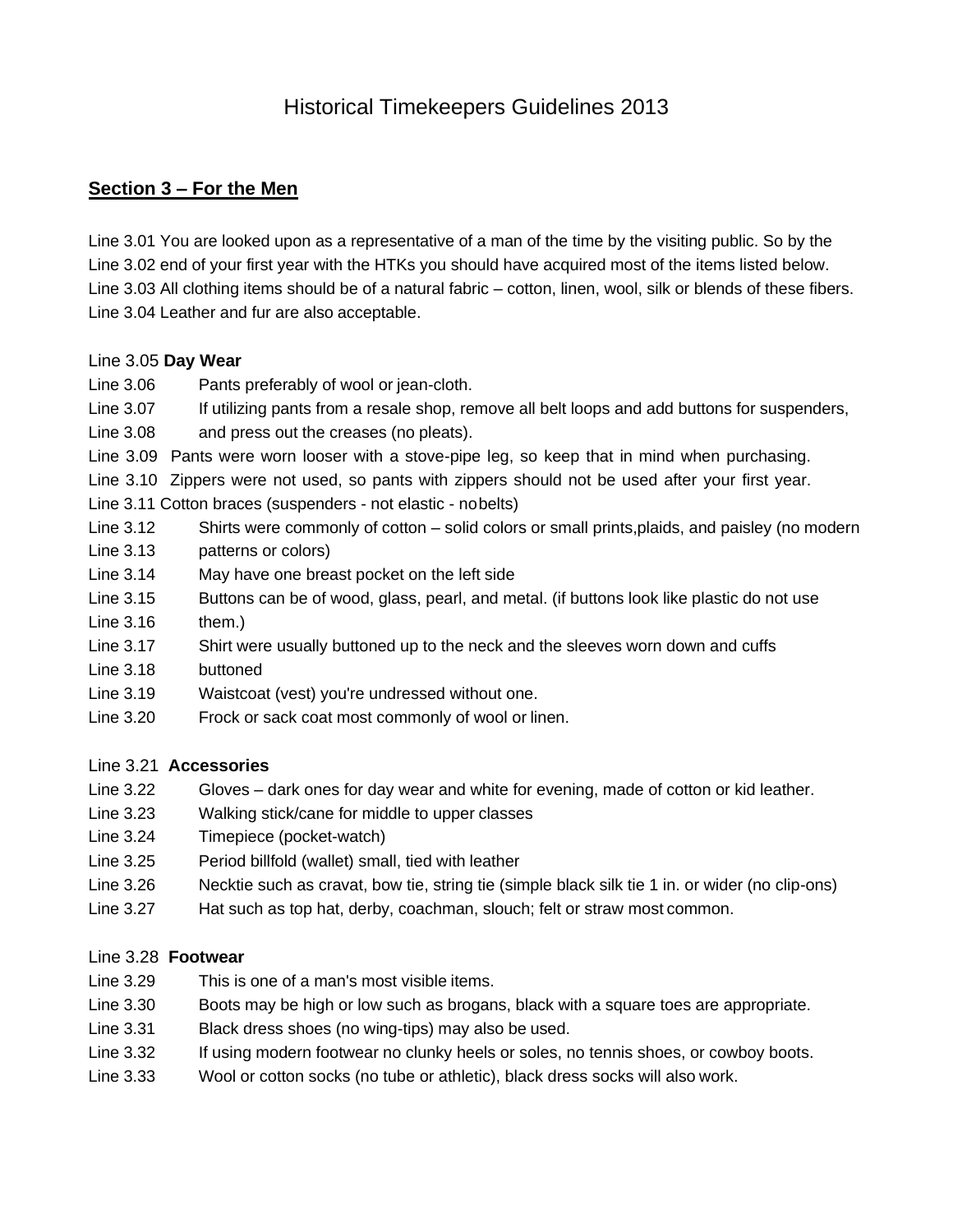# Historical Timekeepers Guidelines 2013

## Section 3 – For the Men

Line 3.01 You are looked upon as a representative of a man of the time by the visiting public. So by the
Line 3.02 end of your first year with the HTKs you should have acquired most of the items listed below.
Line 3.03 All clothing items should be of a natural fabric – cotton, linen, wool, silk or blends of these fibers.
Line 3.04 Leather and fur are also acceptable.

Line 3.05 **Day Wear**
Line 3.06 Pants preferably of wool or jean-cloth.
Line 3.07 If utilizing pants from a resale shop, remove all belt loops and add buttons for suspenders,
Line 3.08 and press out the creases (no pleats).
Line 3.09 Pants were worn looser with a stove-pipe leg, so keep that in mind when purchasing.
Line 3.10 Zippers were not used, so pants with zippers should not be used after your first year.
Line 3.11 Cotton braces (suspenders - not elastic - nobelts)
Line 3.12 Shirts were commonly of cotton – solid colors or small prints,plaids, and paisley (no modern
Line 3.13 patterns or colors)
Line 3.14 May have one breast pocket on the left side
Line 3.15 Buttons can be of wood, glass, pearl, and metal. (if buttons look like plastic do not use
Line 3.16 them.)
Line 3.17 Shirt were usually buttoned up to the neck and the sleeves worn down and cuffs
Line 3.18 buttoned
Line 3.19 Waistcoat (vest) you're undressed without one.
Line 3.20 Frock or sack coat most commonly of wool or linen.

Line 3.21 **Accessories**
Line 3.22 Gloves – dark ones for day wear and white for evening, made of cotton or kid leather.
Line 3.23 Walking stick/cane for middle to upper classes
Line 3.24 Timepiece (pocket-watch)
Line 3.25 Period billfold (wallet) small, tied with leather
Line 3.26 Necktie such as cravat, bow tie, string tie (simple black silk tie 1 in. or wider (no clip-ons)
Line 3.27 Hat such as top hat, derby, coachman, slouch; felt or straw most common.

Line 3.28 **Footwear**
Line 3.29 This is one of a man's most visible items.
Line 3.30 Boots may be high or low such as brogans, black with a square toes are appropriate.
Line 3.31 Black dress shoes (no wing-tips) may also be used.
Line 3.32 If using modern footwear no clunky heels or soles, no tennis shoes, or cowboy boots.
Line 3.33 Wool or cotton socks (no tube or athletic), black dress socks will also work.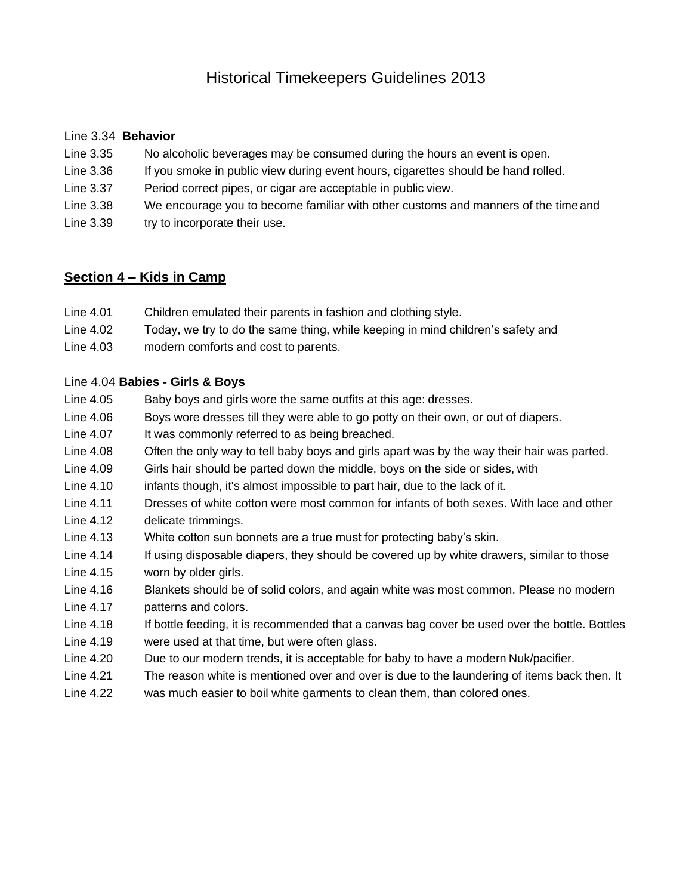# Historical Timekeepers Guidelines 2013

Line 3.34 **Behavior**

Line 3.35 No alcoholic beverages may be consumed during the hours an event is open.

Line 3.36 If you smoke in public view during event hours, cigarettes should be hand rolled.

Line 3.37 Period correct pipes, or cigar are acceptable in public view.

Line 3.38 We encourage you to become familiar with other customs and manners of the time and

Line 3.39 try to incorporate their use.

## **Section 4 – Kids in Camp**

Line 4.01 Children emulated their parents in fashion and clothing style.

Line 4.02 Today, we try to do the same thing, while keeping in mind children's safety and

Line 4.03 modern comforts and cost to parents.

Line 4.04 **Babies - Girls & Boys**

Line 4.05 Baby boys and girls wore the same outfits at this age: dresses.

Line 4.06 Boys wore dresses till they were able to go potty on their own, or out of diapers.

Line 4.07 It was commonly referred to as being breached.

Line 4.08 Often the only way to tell baby boys and girls apart was by the way their hair was parted.

Line 4.09 Girls hair should be parted down the middle, boys on the side or sides, with

Line 4.10 infants though, it's almost impossible to part hair, due to the lack of it.

Line 4.11 Dresses of white cotton were most common for infants of both sexes. With lace and other

Line 4.12 delicate trimmings.

Line 4.13 White cotton sun bonnets are a true must for protecting baby's skin.

Line 4.14 If using disposable diapers, they should be covered up by white drawers, similar to those

Line 4.15 worn by older girls.

Line 4.16 Blankets should be of solid colors, and again white was most common. Please no modern

Line 4.17 patterns and colors.

Line 4.18 If bottle feeding, it is recommended that a canvas bag cover be used over the bottle. Bottles

Line 4.19 were used at that time, but were often glass.

Line 4.20 Due to our modern trends, it is acceptable for baby to have a modern Nuk/pacifier.

Line 4.21 The reason white is mentioned over and over is due to the laundering of items back then. It

Line 4.22 was much easier to boil white garments to clean them, than colored ones.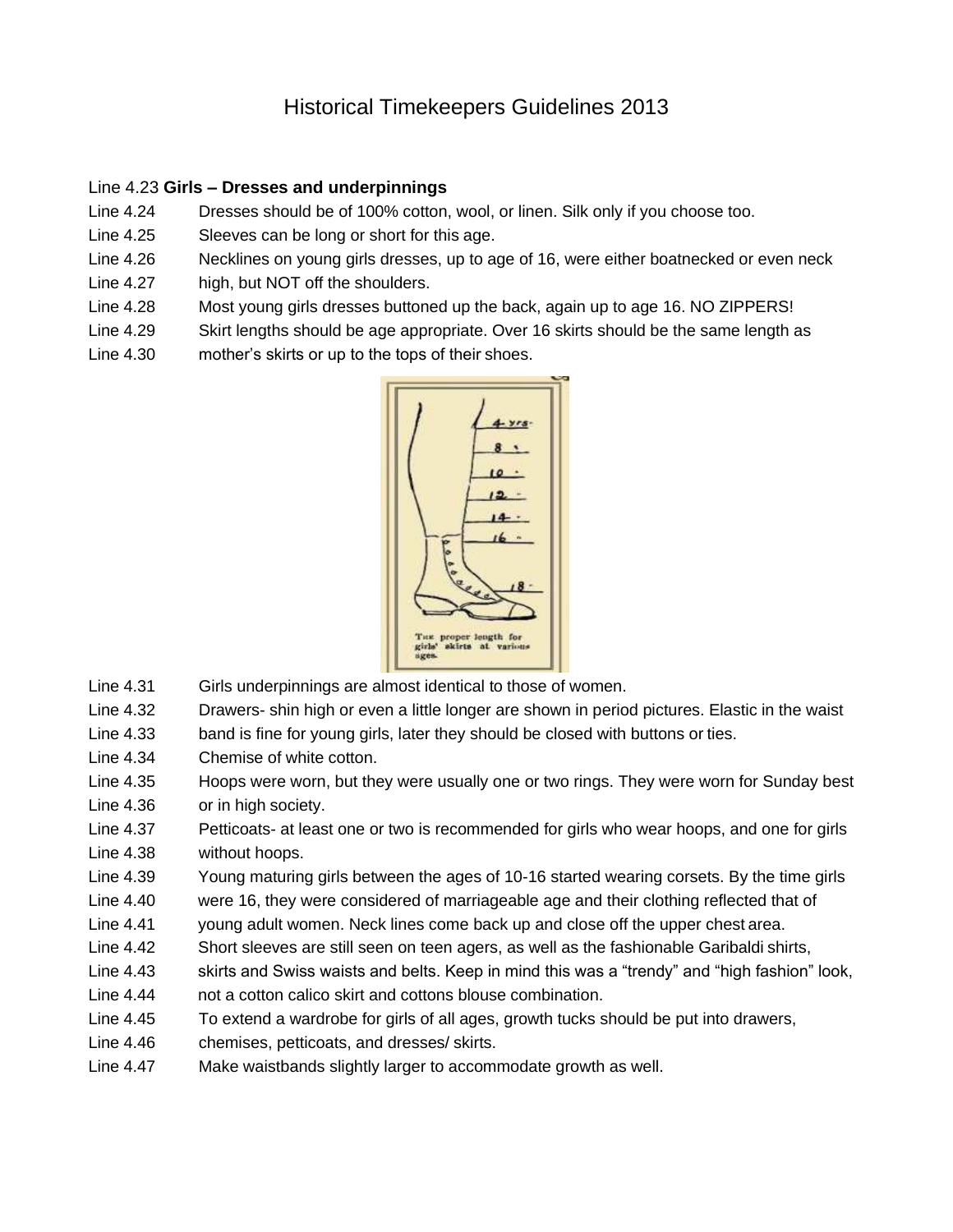# Historical Timekeepers Guidelines 2013

Line 4.23 **Girls – Dresses and underpinnings**

Line 4.24 Dresses should be of 100% cotton, wool, or linen. Silk only if you choose too.

Line 4.25 Sleeves can be long or short for this age.

Line 4.26 Necklines on young girls dresses, up to age of 16, were either boatnecked or even neck

Line 4.27 high, but NOT off the shoulders.

Line 4.28 Most young girls dresses buttoned up the back, again up to age 16. NO ZIPPERS!

Line 4.29 Skirt lengths should be age appropriate. Over 16 skirts should be the same length as

Line 4.30 mother's skirts or up to the tops of their shoes.

The proper length for girls' skirts at various ages.

Line 4.31 Girls underpinnings are almost identical to those of women.

Line 4.32 Drawers- shin high or even a little longer are shown in period pictures. Elastic in the waist

Line 4.33 band is fine for young girls, later they should be closed with buttons or ties.

Line 4.34 Chemise of white cotton.

Line 4.35 Hoops were worn, but they were usually one or two rings. They were worn for Sunday best

Line 4.36 or in high society.

Line 4.37 Petticoats- at least one or two is recommended for girls who wear hoops, and one for girls

Line 4.38 without hoops.

Line 4.39 Young maturing girls between the ages of 10-16 started wearing corsets. By the time girls

Line 4.40 were 16, they were considered of marriageable age and their clothing reflected that of

Line 4.41 young adult women. Neck lines come back up and close off the upper chest area.

Line 4.42 Short sleeves are still seen on teen agers, as well as the fashionable Garibaldi shirts,

Line 4.43 skirts and Swiss waists and belts. Keep in mind this was a "trendy" and "high fashion" look,

Line 4.44 not a cotton calico skirt and cottons blouse combination.

Line 4.45 To extend a wardrobe for girls of all ages, growth tucks should be put into drawers,

Line 4.46 chemises, petticoats, and dresses/ skirts.

Line 4.47 Make waistbands slightly larger to accommodate growth as well.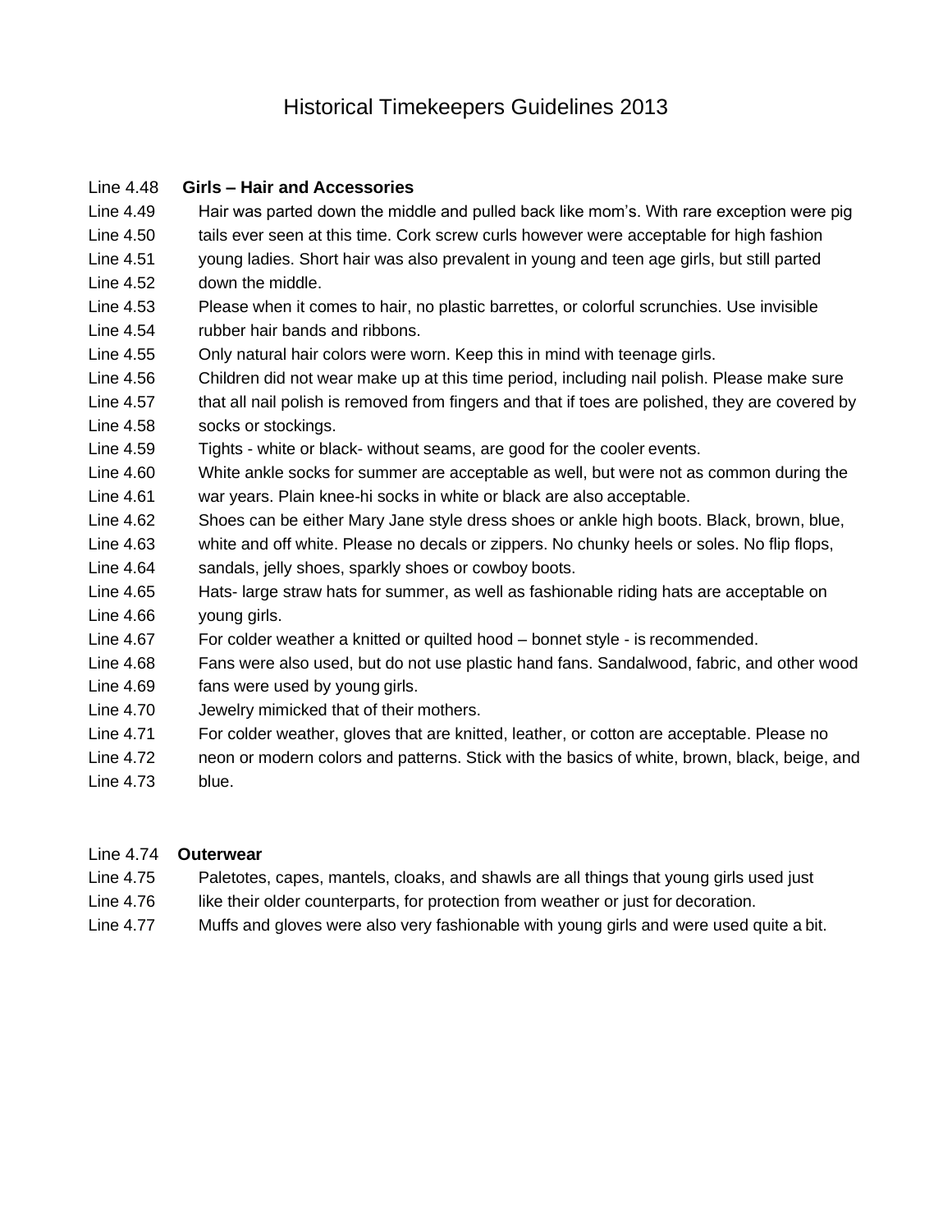# Historical Timekeepers Guidelines 2013

Line 4.48 **Girls – Hair and Accessories**

Line 4.49 Hair was parted down the middle and pulled back like mom's. With rare exception were pig
Line 4.50 tails ever seen at this time. Cork screw curls however were acceptable for high fashion
Line 4.51 young ladies. Short hair was also prevalent in young and teen age girls, but still parted
Line 4.52 down the middle.
Line 4.53 Please when it comes to hair, no plastic barrettes, or colorful scrunchies. Use invisible
Line 4.54 rubber hair bands and ribbons.
Line 4.55 Only natural hair colors were worn. Keep this in mind with teenage girls.
Line 4.56 Children did not wear make up at this time period, including nail polish. Please make sure
Line 4.57 that all nail polish is removed from fingers and that if toes are polished, they are covered by
Line 4.58 socks or stockings.
Line 4.59 Tights - white or black- without seams, are good for the cooler events.
Line 4.60 White ankle socks for summer are acceptable as well, but were not as common during the
Line 4.61 war years. Plain knee-hi socks in white or black are also acceptable.
Line 4.62 Shoes can be either Mary Jane style dress shoes or ankle high boots. Black, brown, blue,
Line 4.63 white and off white. Please no decals or zippers. No chunky heels or soles. No flip flops,
Line 4.64 sandals, jelly shoes, sparkly shoes or cowboy boots.
Line 4.65 Hats- large straw hats for summer, as well as fashionable riding hats are acceptable on
Line 4.66 young girls.
Line 4.67 For colder weather a knitted or quilted hood – bonnet style - is recommended.
Line 4.68 Fans were also used, but do not use plastic hand fans. Sandalwood, fabric, and other wood
Line 4.69 fans were used by young girls.
Line 4.70 Jewelry mimicked that of their mothers.
Line 4.71 For colder weather, gloves that are knitted, leather, or cotton are acceptable. Please no
Line 4.72 neon or modern colors and patterns. Stick with the basics of white, brown, black, beige, and
Line 4.73 blue.

Line 4.74 **Outerwear**

Line 4.75 Paletotes, capes, mantels, cloaks, and shawls are all things that young girls used just
Line 4.76 like their older counterparts, for protection from weather or just for decoration.
Line 4.77 Muffs and gloves were also very fashionable with young girls and were used quite a bit.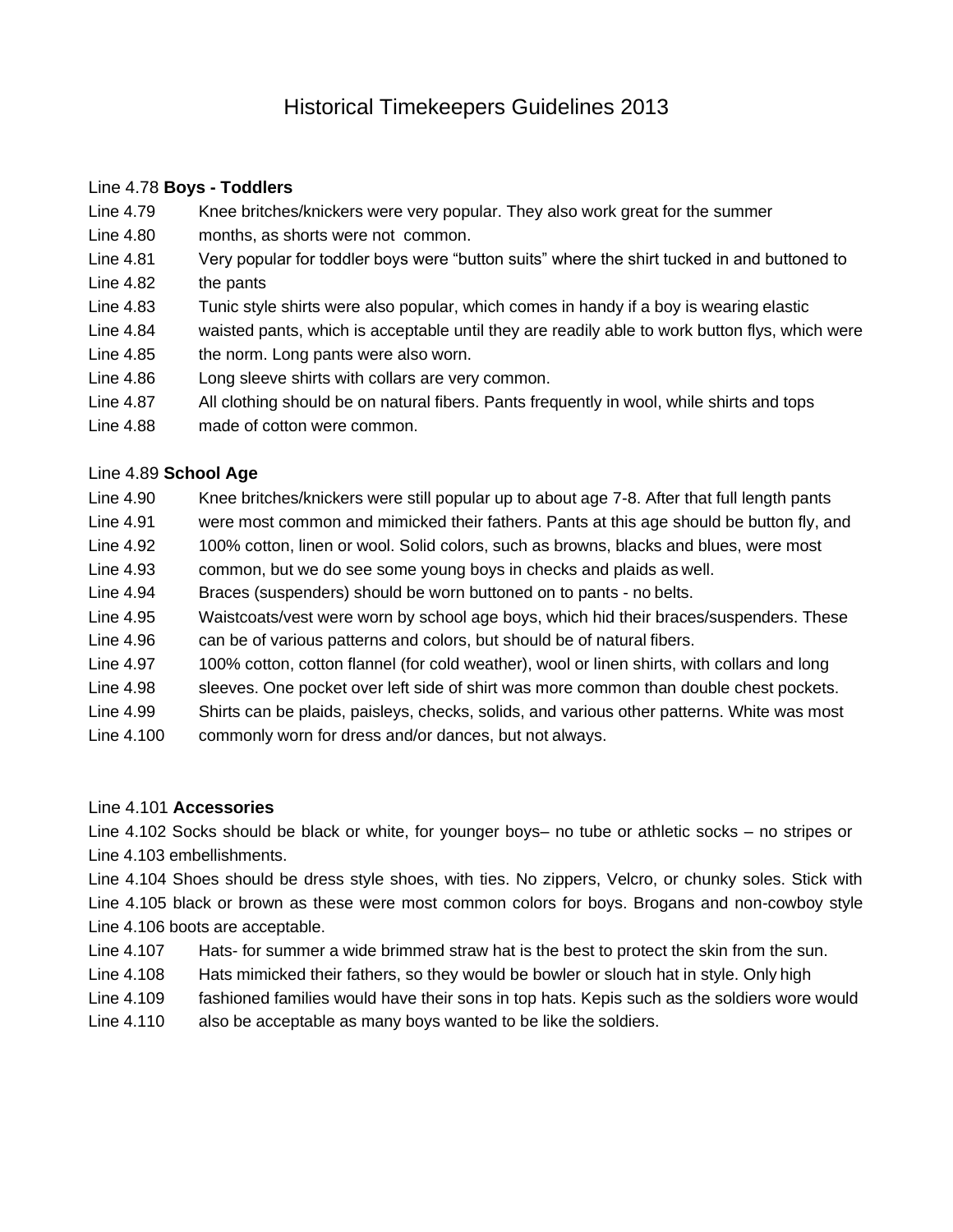# Historical Timekeepers Guidelines 2013

Line 4.78 **Boys - Toddlers**

Line 4.79 Knee britches/knickers were very popular. They also work great for the summer
Line 4.80 months, as shorts were not common.
Line 4.81 Very popular for toddler boys were "button suits" where the shirt tucked in and buttoned to
Line 4.82 the pants
Line 4.83 Tunic style shirts were also popular, which comes in handy if a boy is wearing elastic
Line 4.84 waisted pants, which is acceptable until they are readily able to work button flys, which were
Line 4.85 the norm. Long pants were also worn.
Line 4.86 Long sleeve shirts with collars are very common.
Line 4.87 All clothing should be on natural fibers. Pants frequently in wool, while shirts and tops
Line 4.88 made of cotton were common.

Line 4.89 **School Age**

Line 4.90 Knee britches/knickers were still popular up to about age 7-8. After that full length pants
Line 4.91 were most common and mimicked their fathers. Pants at this age should be button fly, and
Line 4.92 100% cotton, linen or wool. Solid colors, such as browns, blacks and blues, were most
Line 4.93 common, but we do see some young boys in checks and plaids as well.
Line 4.94 Braces (suspenders) should be worn buttoned on to pants - no belts.
Line 4.95 Waistcoats/vest were worn by school age boys, which hid their braces/suspenders. These
Line 4.96 can be of various patterns and colors, but should be of natural fibers.
Line 4.97 100% cotton, cotton flannel (for cold weather), wool or linen shirts, with collars and long
Line 4.98 sleeves. One pocket over left side of shirt was more common than double chest pockets.
Line 4.99 Shirts can be plaids, paisleys, checks, solids, and various other patterns. White was most
Line 4.100 commonly worn for dress and/or dances, but not always.

Line 4.101 **Accessories**

Line 4.102 Socks should be black or white, for younger boys– no tube or athletic socks – no stripes or
Line 4.103 embellishments.
Line 4.104 Shoes should be dress style shoes, with ties. No zippers, Velcro, or chunky soles. Stick with
Line 4.105 black or brown as these were most common colors for boys. Brogans and non-cowboy style
Line 4.106 boots are acceptable.
Line 4.107 Hats- for summer a wide brimmed straw hat is the best to protect the skin from the sun.
Line 4.108 Hats mimicked their fathers, so they would be bowler or slouch hat in style. Only high
Line 4.109 fashioned families would have their sons in top hats. Kepis such as the soldiers wore would
Line 4.110 also be acceptable as many boys wanted to be like the soldiers.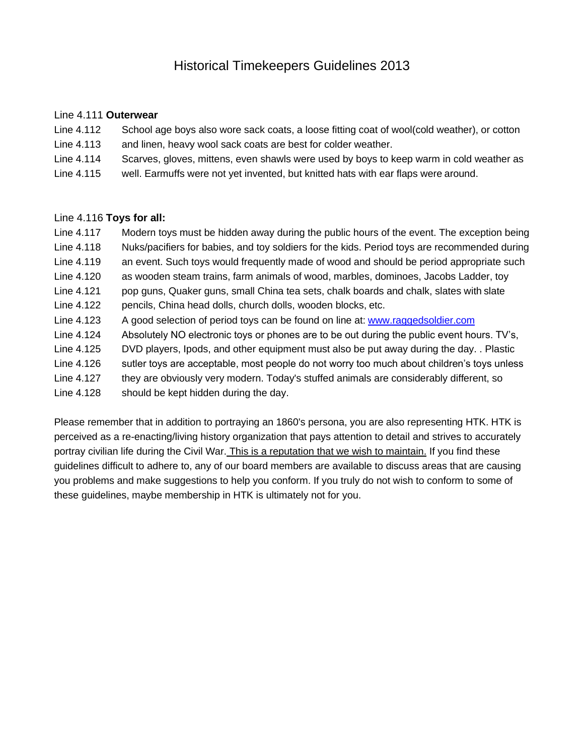# Historical Timekeepers Guidelines 2013

Line 4.111 **Outerwear**

Line 4.112 School age boys also wore sack coats, a loose fitting coat of wool(cold weather), or cotton
Line 4.113 and linen, heavy wool sack coats are best for colder weather.
Line 4.114 Scarves, gloves, mittens, even shawls were used by boys to keep warm in cold weather as
Line 4.115 well. Earmuffs were not yet invented, but knitted hats with ear flaps were around.

Line 4.116 **Toys for all:**

Line 4.117 Modern toys must be hidden away during the public hours of the event. The exception being
Line 4.118 Nuks/pacifiers for babies, and toy soldiers for the kids. Period toys are recommended during
Line 4.119 an event. Such toys would frequently made of wood and should be period appropriate such
Line 4.120 as wooden steam trains, farm animals of wood, marbles, dominoes, Jacobs Ladder, toy
Line 4.121 pop guns, Quaker guns, small China tea sets, chalk boards and chalk, slates with slate
Line 4.122 pencils, China head dolls, church dolls, wooden blocks, etc.
Line 4.123 A good selection of period toys can be found on line at: [www.raggedsoldier.com](http://www.raggedsoldier.com)
Line 4.124 Absolutely NO electronic toys or phones are to be out during the public event hours. TV's,
Line 4.125 DVD players, Ipods, and other equipment must also be put away during the day. . Plastic
Line 4.126 sutler toys are acceptable, most people do not worry too much about children's toys unless
Line 4.127 they are obviously very modern. Today's stuffed animals are considerably different, so
Line 4.128 should be kept hidden during the day.

Please remember that in addition to portraying an 1860's persona, you are also representing HTK. HTK is perceived as a re-enacting/living history organization that pays attention to detail and strives to accurately portray civilian life during the Civil War. <u>This is a reputation that we wish to maintain.</u> If you find these guidelines difficult to adhere to, any of our board members are available to discuss areas that are causing you problems and make suggestions to help you conform. If you truly do not wish to conform to some of these guidelines, maybe membership in HTK is ultimately not for you.